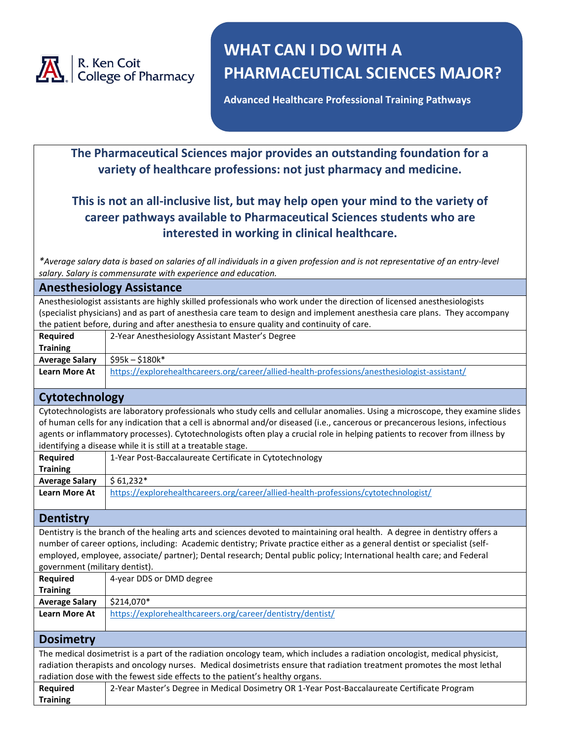R. Ken Coit College of Pharmacy

# WHAT CAN I DO WITH A PHARMACEUTICAL SCIENCES MAJOR?

**Advanced Healthcare Professional Training Pathways**

**The Pharmaceutical Sciences major provides an outstanding foundation for a variety of healthcare professions: not just pharmacy and medicine.**

**This is not an all-inclusive list, but may help open your mind to the variety of career pathways available to Pharmaceutical Sciences students who are interested in working in clinical healthcare.**

*\*Average salary data is based on salaries of all individuals in a given profession and is not representative of an entry-level salary. Salary is commensurate with experience and education.*

## Anesthesiology Assistance

Anesthesiologist assistants are highly skilled professionals who work under the direction of licensed anesthesiologists (specialist physicians) and as part of anesthesia care team to design and implement anesthesia care plans. They accompany the patient before, during and after anesthesia to ensure quality and continuity of care.

| | |
|---|---|
| **Required Training** | 2-Year Anesthesiology Assistant Master's Degree |
| **Average Salary** | $95k – $180k* |
| **Learn More At** | https://explorehealthcareers.org/career/allied-health-professions/anesthesiologist-assistant/ |

## Cytotechnology

Cytotechnologists are laboratory professionals who study cells and cellular anomalies. Using a microscope, they examine slides of human cells for any indication that a cell is abnormal and/or diseased (i.e., cancerous or precancerous lesions, infectious agents or inflammatory processes). Cytotechnologists often play a crucial role in helping patients to recover from illness by identifying a disease while it is still at a treatable stage.

| | |
|---|---|
| **Required Training** | 1-Year Post-Baccalaureate Certificate in Cytotechnology |
| **Average Salary** | $ 61,232* |
| **Learn More At** | https://explorehealthcareers.org/career/allied-health-professions/cytotechnologist/ |

## Dentistry

Dentistry is the branch of the healing arts and sciences devoted to maintaining oral health. A degree in dentistry offers a number of career options, including: Academic dentistry; Private practice either as a general dentist or specialist (self-employed, employee, associate/ partner); Dental research; Dental public policy; International health care; and Federal government (military dentist).

| | |
|---|---|
| **Required Training** | 4-year DDS or DMD degree |
| **Average Salary** | $214,070* |
| **Learn More At** | https://explorehealthcareers.org/career/dentistry/dentist/ |

## Dosimetry

The medical dosimetrist is a part of the radiation oncology team, which includes a radiation oncologist, medical physicist, radiation therapists and oncology nurses. Medical dosimetrists ensure that radiation treatment promotes the most lethal radiation dose with the fewest side effects to the patient's healthy organs.

| | |
|---|---|
| **Required Training** | 2-Year Master's Degree in Medical Dosimetry OR 1-Year Post-Baccalaureate Certificate Program |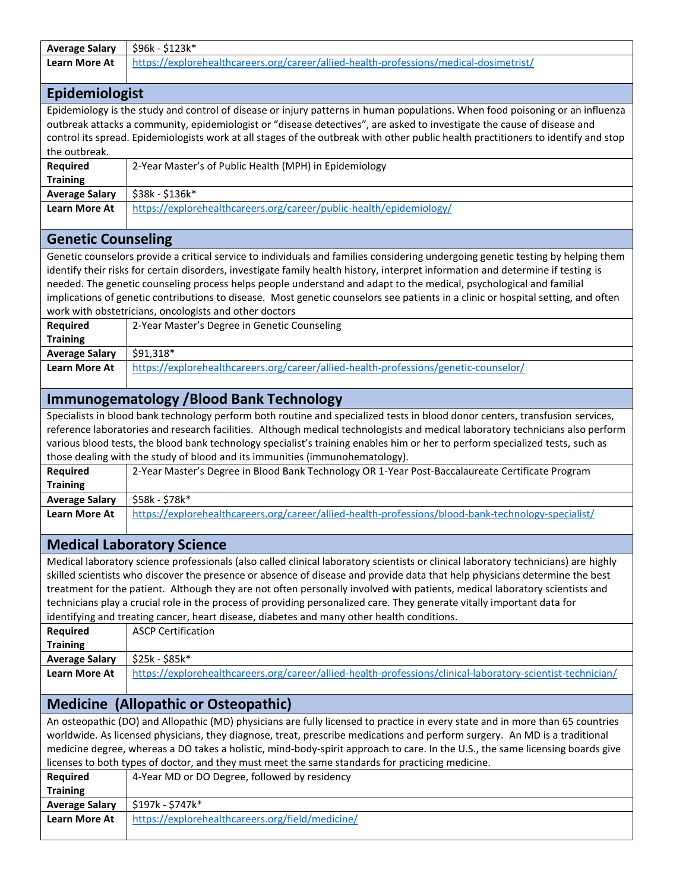| | |
|---|---|
| **Average Salary** | $96k - $123k* |
| **Learn More At** | https://explorehealthcareers.org/career/allied-health-professions/medical-dosimetrist/ |

## Epidemiologist

Epidemiology is the study and control of disease or injury patterns in human populations. When food poisoning or an influenza outbreak attacks a community, epidemiologist or "disease detectives", are asked to investigate the cause of disease and control its spread. Epidemiologists work at all stages of the outbreak with other public health practitioners to identify and stop the outbreak.

| | |
|---|---|
| **Required Training** | 2-Year Master's of Public Health (MPH) in Epidemiology |
| **Average Salary** | $38k - $136k* |
| **Learn More At** | https://explorehealthcareers.org/career/public-health/epidemiology/ |

## Genetic Counseling

Genetic counselors provide a critical service to individuals and families considering undergoing genetic testing by helping them identify their risks for certain disorders, investigate family health history, interpret information and determine if testing is needed. The genetic counseling process helps people understand and adapt to the medical, psychological and familial implications of genetic contributions to disease. Most genetic counselors see patients in a clinic or hospital setting, and often work with obstetricians, oncologists and other doctors

| | |
|---|---|
| **Required Training** | 2-Year Master's Degree in Genetic Counseling |
| **Average Salary** | $91,318* |
| **Learn More At** | https://explorehealthcareers.org/career/allied-health-professions/genetic-counselor/ |

## Immunogematology /Blood Bank Technology

Specialists in blood bank technology perform both routine and specialized tests in blood donor centers, transfusion services, reference laboratories and research facilities. Although medical technologists and medical laboratory technicians also perform various blood tests, the blood bank technology specialist's training enables him or her to perform specialized tests, such as those dealing with the study of blood and its immunities (immunohematology).

| | |
|---|---|
| **Required Training** | 2-Year Master's Degree in Blood Bank Technology OR 1-Year Post-Baccalaureate Certificate Program |
| **Average Salary** | $58k - $78k* |
| **Learn More At** | https://explorehealthcareers.org/career/allied-health-professions/blood-bank-technology-specialist/ |

## Medical Laboratory Science

Medical laboratory science professionals (also called clinical laboratory scientists or clinical laboratory technicians) are highly skilled scientists who discover the presence or absence of disease and provide data that help physicians determine the best treatment for the patient. Although they are not often personally involved with patients, medical laboratory scientists and technicians play a crucial role in the process of providing personalized care. They generate vitally important data for identifying and treating cancer, heart disease, diabetes and many other health conditions.

| | |
|---|---|
| **Required Training** | ASCP Certification |
| **Average Salary** | $25k - $85k* |
| **Learn More At** | https://explorehealthcareers.org/career/allied-health-professions/clinical-laboratory-scientist-technician/ |

## Medicine (Allopathic or Osteopathic)

An osteopathic (DO) and Allopathic (MD) physicians are fully licensed to practice in every state and in more than 65 countries worldwide. As licensed physicians, they diagnose, treat, prescribe medications and perform surgery. An MD is a traditional medicine degree, whereas a DO takes a holistic, mind-body-spirit approach to care. In the U.S., the same licensing boards give licenses to both types of doctor, and they must meet the same standards for practicing medicine.

| | |
|---|---|
| **Required Training** | 4-Year MD or DO Degree, followed by residency |
| **Average Salary** | $197k - $747k* |
| **Learn More At** | https://explorehealthcareers.org/field/medicine/ |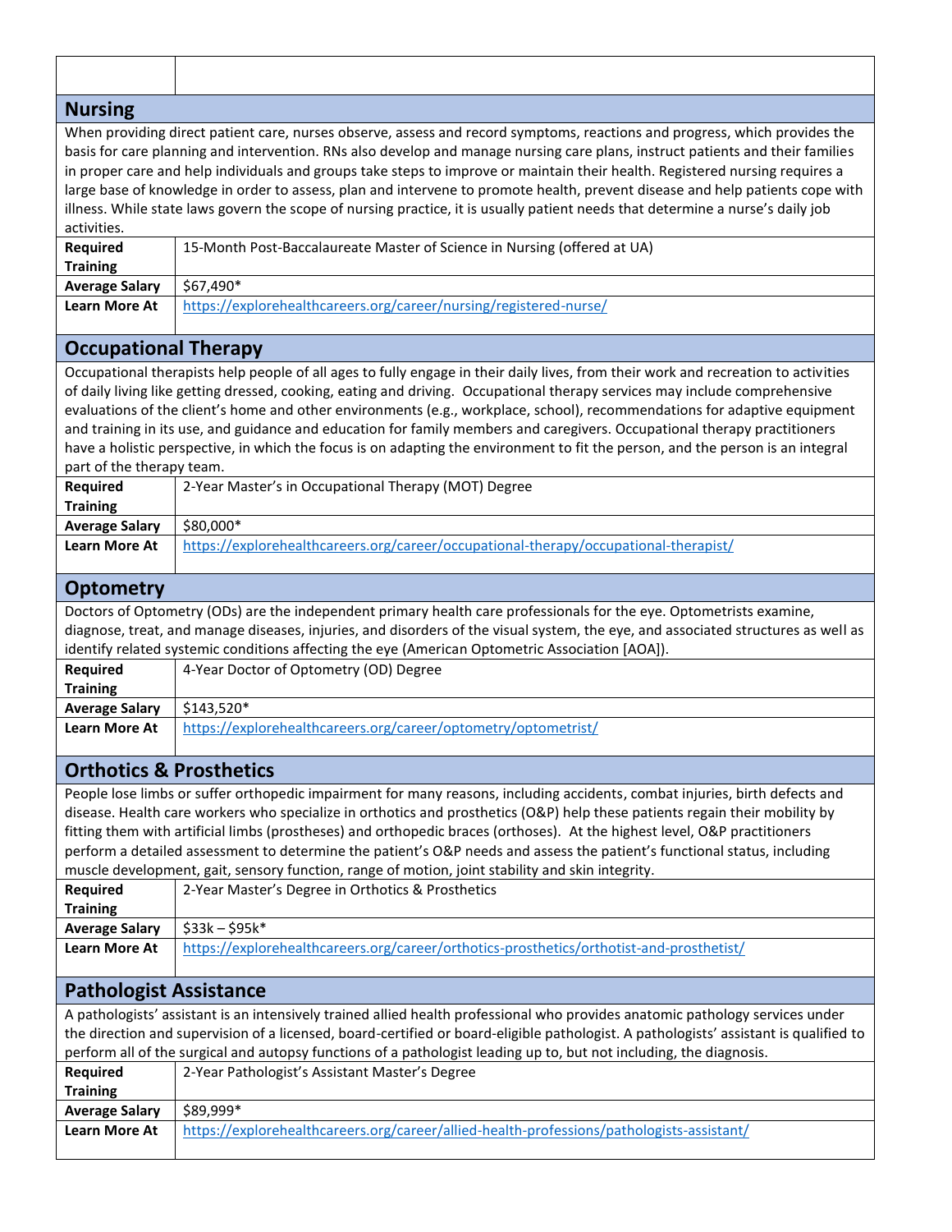## Nursing

When providing direct patient care, nurses observe, assess and record symptoms, reactions and progress, which provides the basis for care planning and intervention. RNs also develop and manage nursing care plans, instruct patients and their families in proper care and help individuals and groups take steps to improve or maintain their health. Registered nursing requires a large base of knowledge in order to assess, plan and intervene to promote health, prevent disease and help patients cope with illness. While state laws govern the scope of nursing practice, it is usually patient needs that determine a nurse's daily job activities.

| | |
|---|---|
| **Required Training** | 15-Month Post-Baccalaureate Master of Science in Nursing (offered at UA) |
| **Average Salary** | $67,490* |
| **Learn More At** | https://explorehealthcareers.org/career/nursing/registered-nurse/ |

## Occupational Therapy

Occupational therapists help people of all ages to fully engage in their daily lives, from their work and recreation to activities of daily living like getting dressed, cooking, eating and driving. Occupational therapy services may include comprehensive evaluations of the client's home and other environments (e.g., workplace, school), recommendations for adaptive equipment and training in its use, and guidance and education for family members and caregivers. Occupational therapy practitioners have a holistic perspective, in which the focus is on adapting the environment to fit the person, and the person is an integral part of the therapy team.

| | |
|---|---|
| **Required Training** | 2-Year Master's in Occupational Therapy (MOT) Degree |
| **Average Salary** | $80,000* |
| **Learn More At** | https://explorehealthcareers.org/career/occupational-therapy/occupational-therapist/ |

## Optometry

Doctors of Optometry (ODs) are the independent primary health care professionals for the eye. Optometrists examine, diagnose, treat, and manage diseases, injuries, and disorders of the visual system, the eye, and associated structures as well as identify related systemic conditions affecting the eye (American Optometric Association [AOA]).

| | |
|---|---|
| **Required Training** | 4-Year Doctor of Optometry (OD) Degree |
| **Average Salary** | $143,520* |
| **Learn More At** | https://explorehealthcareers.org/career/optometry/optometrist/ |

## Orthotics & Prosthetics

People lose limbs or suffer orthopedic impairment for many reasons, including accidents, combat injuries, birth defects and disease. Health care workers who specialize in orthotics and prosthetics (O&P) help these patients regain their mobility by fitting them with artificial limbs (prostheses) and orthopedic braces (orthoses). At the highest level, O&P practitioners perform a detailed assessment to determine the patient's O&P needs and assess the patient's functional status, including muscle development, gait, sensory function, range of motion, joint stability and skin integrity.

| | |
|---|---|
| **Required Training** | 2-Year Master's Degree in Orthotics & Prosthetics |
| **Average Salary** | $33k – $95k* |
| **Learn More At** | https://explorehealthcareers.org/career/orthotics-prosthetics/orthotist-and-prosthetist/ |

## Pathologist Assistance

A pathologists' assistant is an intensively trained allied health professional who provides anatomic pathology services under the direction and supervision of a licensed, board-certified or board-eligible pathologist. A pathologists' assistant is qualified to perform all of the surgical and autopsy functions of a pathologist leading up to, but not including, the diagnosis.

| | |
|---|---|
| **Required Training** | 2-Year Pathologist's Assistant Master's Degree |
| **Average Salary** | $89,999* |
| **Learn More At** | https://explorehealthcareers.org/career/allied-health-professions/pathologists-assistant/ |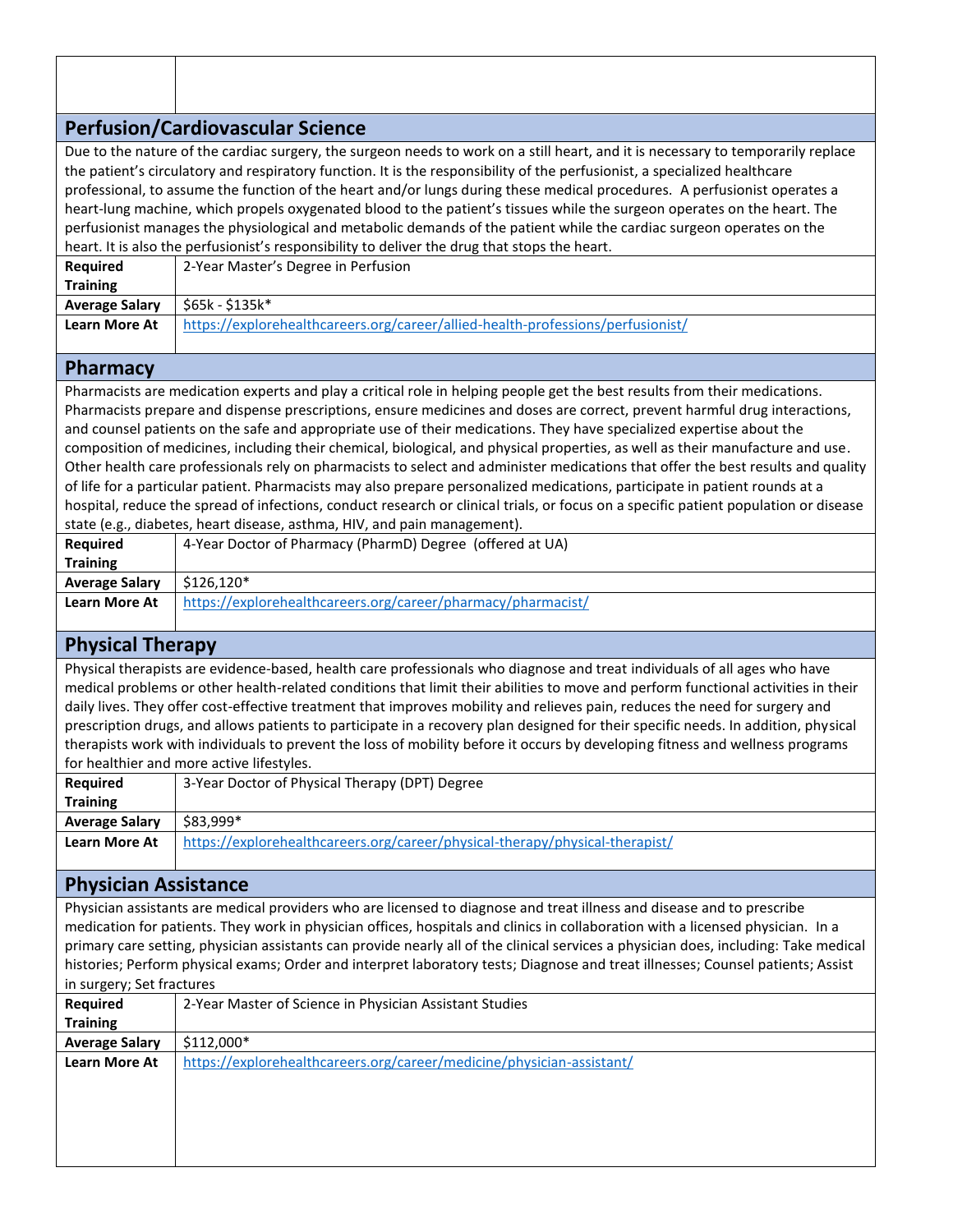## Perfusion/Cardiovascular Science

Due to the nature of the cardiac surgery, the surgeon needs to work on a still heart, and it is necessary to temporarily replace the patient's circulatory and respiratory function. It is the responsibility of the perfusionist, a specialized healthcare professional, to assume the function of the heart and/or lungs during these medical procedures. A perfusionist operates a heart-lung machine, which propels oxygenated blood to the patient's tissues while the surgeon operates on the heart. The perfusionist manages the physiological and metabolic demands of the patient while the cardiac surgeon operates on the heart. It is also the perfusionist's responsibility to deliver the drug that stops the heart.

| | |
|---|---|
| **Required Training** | 2-Year Master's Degree in Perfusion |
| **Average Salary** | $65k - $135k* |
| **Learn More At** | https://explorehealthcareers.org/career/allied-health-professions/perfusionist/ |

## Pharmacy

Pharmacists are medication experts and play a critical role in helping people get the best results from their medications. Pharmacists prepare and dispense prescriptions, ensure medicines and doses are correct, prevent harmful drug interactions, and counsel patients on the safe and appropriate use of their medications. They have specialized expertise about the composition of medicines, including their chemical, biological, and physical properties, as well as their manufacture and use. Other health care professionals rely on pharmacists to select and administer medications that offer the best results and quality of life for a particular patient. Pharmacists may also prepare personalized medications, participate in patient rounds at a hospital, reduce the spread of infections, conduct research or clinical trials, or focus on a specific patient population or disease state (e.g., diabetes, heart disease, asthma, HIV, and pain management).

| | |
|---|---|
| **Required Training** | 4-Year Doctor of Pharmacy (PharmD) Degree (offered at UA) |
| **Average Salary** | $126,120* |
| **Learn More At** | https://explorehealthcareers.org/career/pharmacy/pharmacist/ |

## Physical Therapy

Physical therapists are evidence-based, health care professionals who diagnose and treat individuals of all ages who have medical problems or other health-related conditions that limit their abilities to move and perform functional activities in their daily lives. They offer cost-effective treatment that improves mobility and relieves pain, reduces the need for surgery and prescription drugs, and allows patients to participate in a recovery plan designed for their specific needs. In addition, physical therapists work with individuals to prevent the loss of mobility before it occurs by developing fitness and wellness programs for healthier and more active lifestyles.

| | |
|---|---|
| **Required Training** | 3-Year Doctor of Physical Therapy (DPT) Degree |
| **Average Salary** | $83,999* |
| **Learn More At** | https://explorehealthcareers.org/career/physical-therapy/physical-therapist/ |

## Physician Assistance

Physician assistants are medical providers who are licensed to diagnose and treat illness and disease and to prescribe medication for patients. They work in physician offices, hospitals and clinics in collaboration with a licensed physician. In a primary care setting, physician assistants can provide nearly all of the clinical services a physician does, including: Take medical histories; Perform physical exams; Order and interpret laboratory tests; Diagnose and treat illnesses; Counsel patients; Assist in surgery; Set fractures

| | |
|---|---|
| **Required Training** | 2-Year Master of Science in Physician Assistant Studies |
| **Average Salary** | $112,000* |
| **Learn More At** | https://explorehealthcareers.org/career/medicine/physician-assistant/ |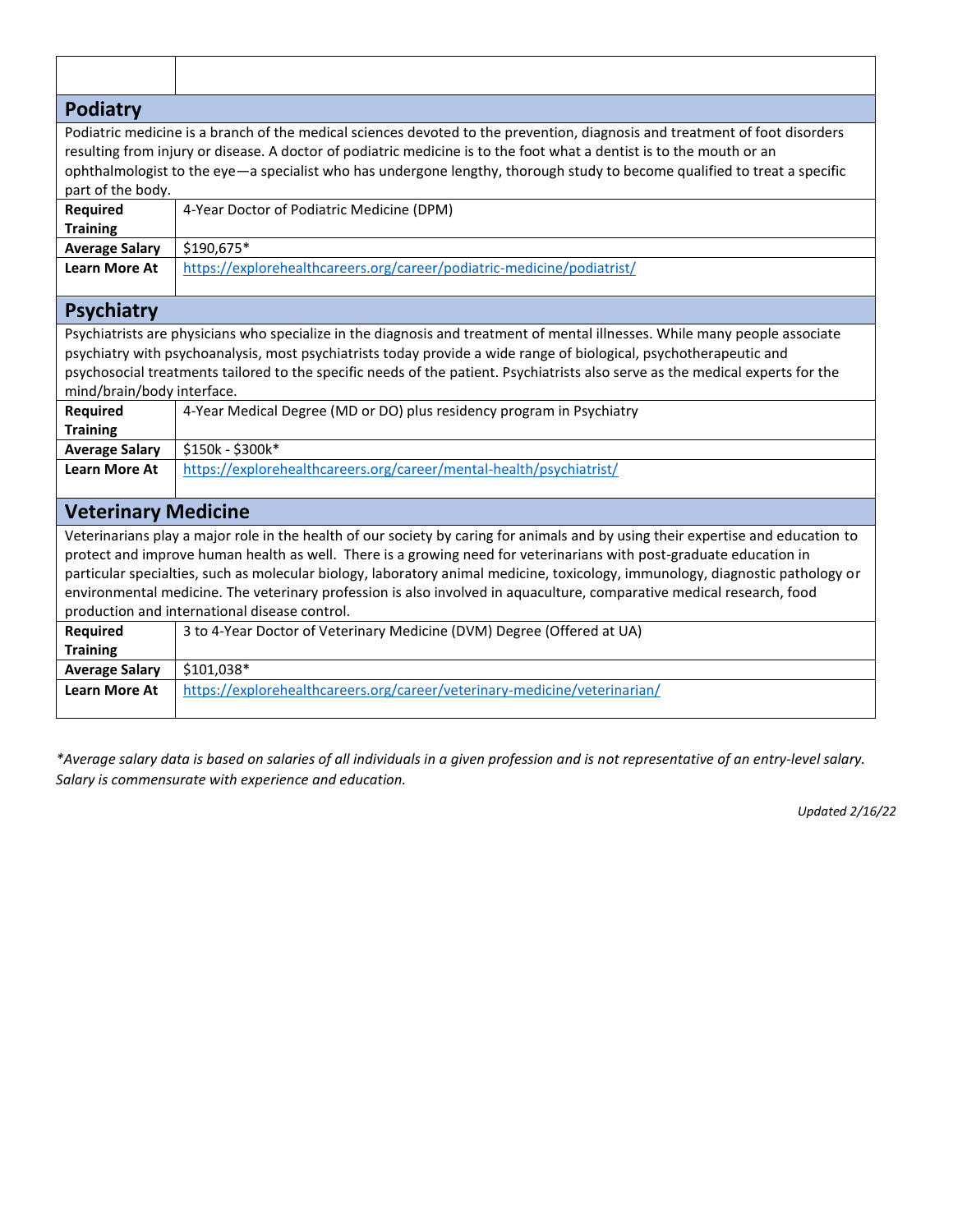## Podiatry

Podiatric medicine is a branch of the medical sciences devoted to the prevention, diagnosis and treatment of foot disorders resulting from injury or disease. A doctor of podiatric medicine is to the foot what a dentist is to the mouth or an ophthalmologist to the eye—a specialist who has undergone lengthy, thorough study to become qualified to treat a specific part of the body.

| | |
|---|---|
| **Required Training** | 4-Year Doctor of Podiatric Medicine (DPM) |
| **Average Salary** | $190,675* |
| **Learn More At** | https://explorehealthcareers.org/career/podiatric-medicine/podiatrist/ |

## Psychiatry

Psychiatrists are physicians who specialize in the diagnosis and treatment of mental illnesses. While many people associate psychiatry with psychoanalysis, most psychiatrists today provide a wide range of biological, psychotherapeutic and psychosocial treatments tailored to the specific needs of the patient. Psychiatrists also serve as the medical experts for the mind/brain/body interface.

| | |
|---|---|
| **Required Training** | 4-Year Medical Degree (MD or DO) plus residency program in Psychiatry |
| **Average Salary** | $150k - $300k* |
| **Learn More At** | https://explorehealthcareers.org/career/mental-health/psychiatrist/ |

## Veterinary Medicine

Veterinarians play a major role in the health of our society by caring for animals and by using their expertise and education to protect and improve human health as well. There is a growing need for veterinarians with post-graduate education in particular specialties, such as molecular biology, laboratory animal medicine, toxicology, immunology, diagnostic pathology or environmental medicine. The veterinary profession is also involved in aquaculture, comparative medical research, food production and international disease control.

| | |
|---|---|
| **Required Training** | 3 to 4-Year Doctor of Veterinary Medicine (DVM) Degree (Offered at UA) |
| **Average Salary** | $101,038* |
| **Learn More At** | https://explorehealthcareers.org/career/veterinary-medicine/veterinarian/ |

**Average salary data is based on salaries of all individuals in a given profession and is not representative of an entry-level salary. Salary is commensurate with experience and education.*

*Updated 2/16/22*